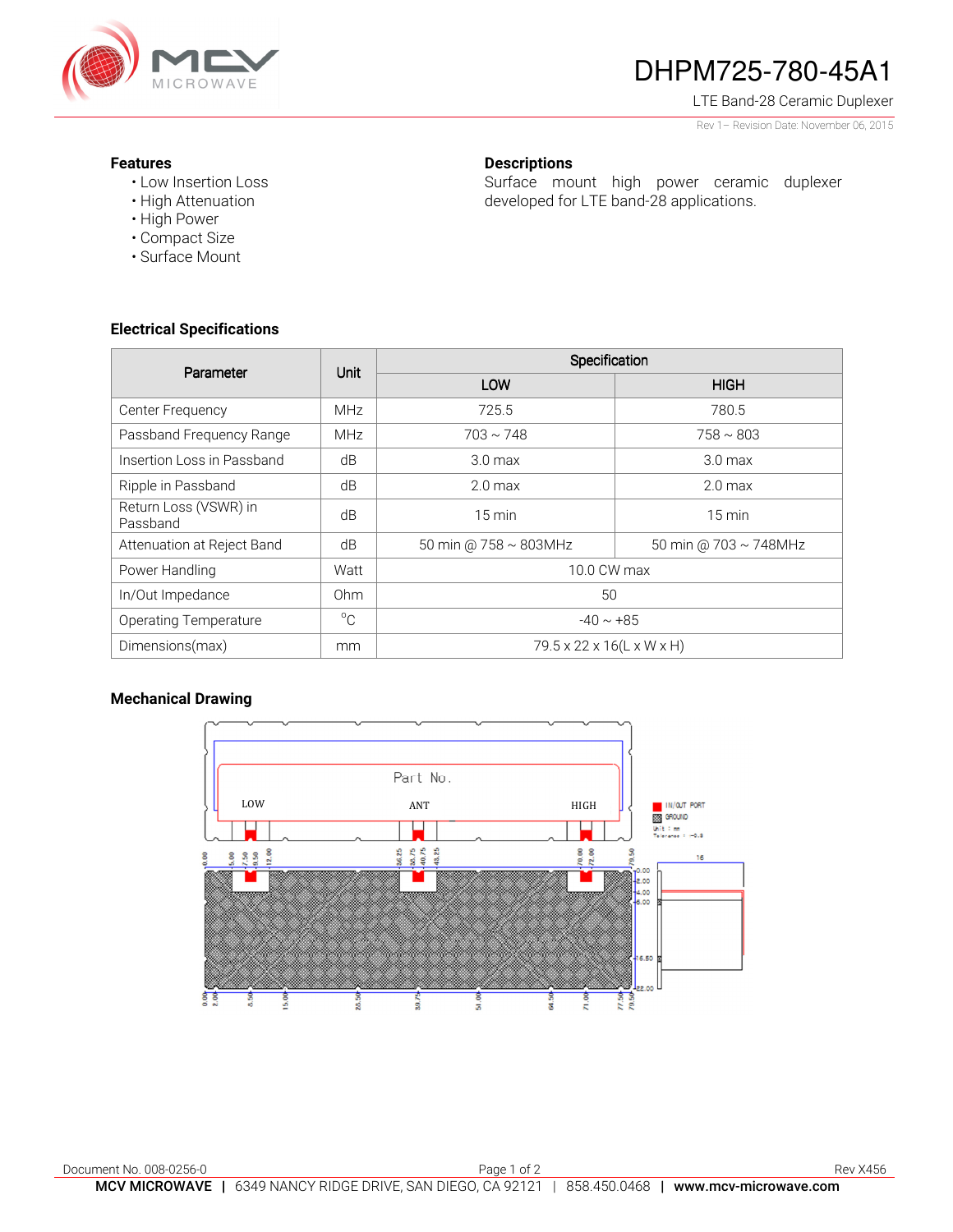# DHPM725-780-45A1

LTE Band-28 Ceramic Duplexer

Rev 1– Revision Date: November 06, 2015

## Features

- Low Insertion Loss
- High Attenuation
- High Power
- Compact Size
- Surface Mount

## Descriptions

Surface mount high power ceramic duplexer developed for LTE band-28 applications.

## Electrical Specifications

| Parameter | Unit | Specification | |
|---|---|---|---|
| | | LOW | HIGH |
| Center Frequency | MHz | 725.5 | 780.5 |
| Passband Frequency Range | MHz | 703 ~ 748 | 758 ~ 803 |
| Insertion Loss in Passband | dB | 3.0 max | 3.0 max |
| Ripple in Passband | dB | 2.0 max | 2.0 max |
| Return Loss (VSWR) in Passband | dB | 15 min | 15 min |
| Attenuation at Reject Band | dB | 50 min @ 758 ~ 803MHz | 50 min @ 703 ~ 748MHz |
| Power Handling | Watt | 10.0 CW max | |
| In/Out Impedance | Ohm | 50 | |
| Operating Temperature | °C | -40 ~ +85 | |
| Dimensions(max) | mm | 79.5 x 22 x 16(L x W x H) | |

## Mechanical Drawing

Document No. 008-0256-0

Rev X456

**MCV MICROWAVE** | 6349 NANCY RIDGE DRIVE, SAN DIEGO, CA 92121 | 858.450.0468 | **www.mcv-microwave.com**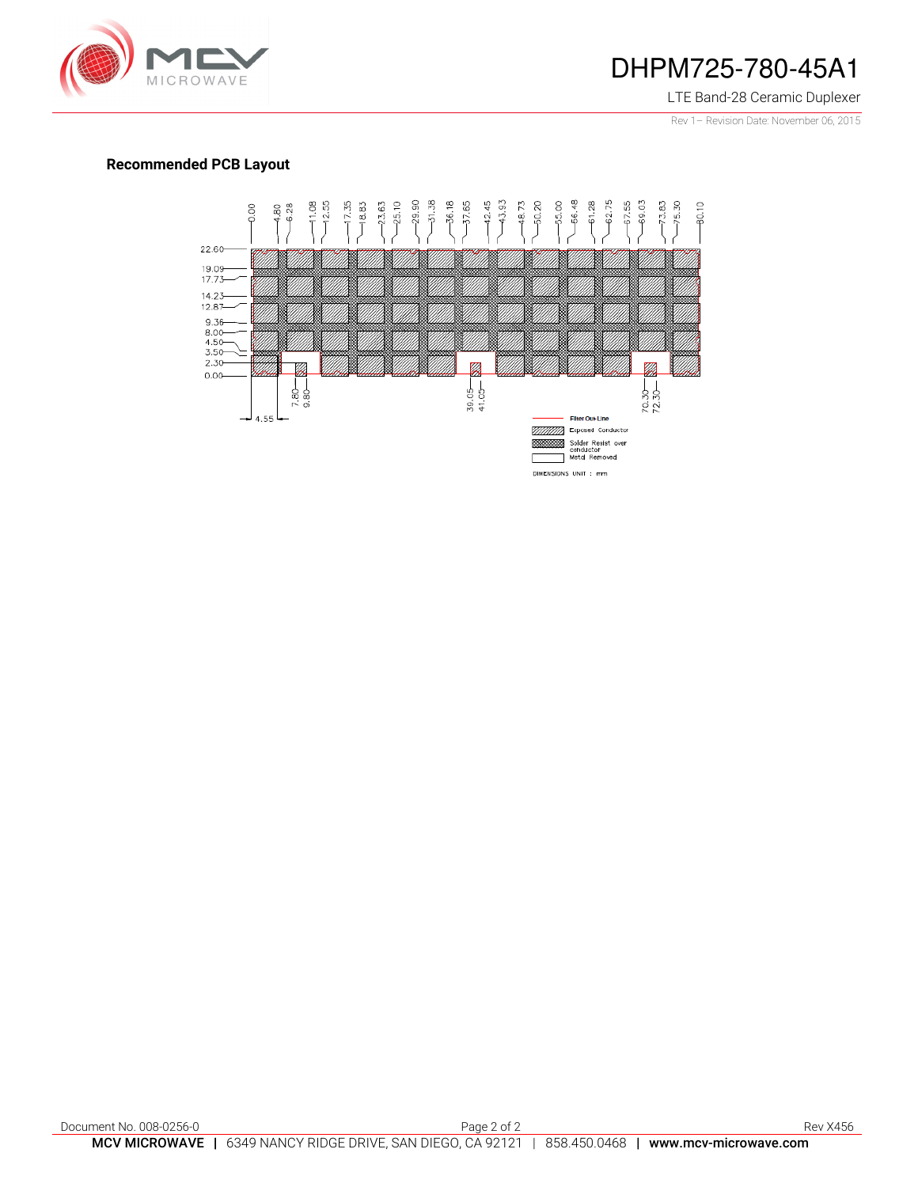## Recommended PCB Layout

0.00
4.80
6.28
11.08
12.55
17.35
18.83
23.63
25.10
29.90
31.38
36.18
37.65
42.45
43.93
48.73
50.20
55.00
56.48
61.28
62.75
67.55
69.03
73.83
75.30
80.10

22.60
19.09
17.73
14.23
12.87
9.36
8.00
4.50
3.50
2.30
0.00

7.80
9.80
39.05
41.05
70.30
72.30
4.55

Filter Out-Line
Exposed Conductor
Solder Resist over conductor
Metal Removed

DIMENSIONS UNIT : mm